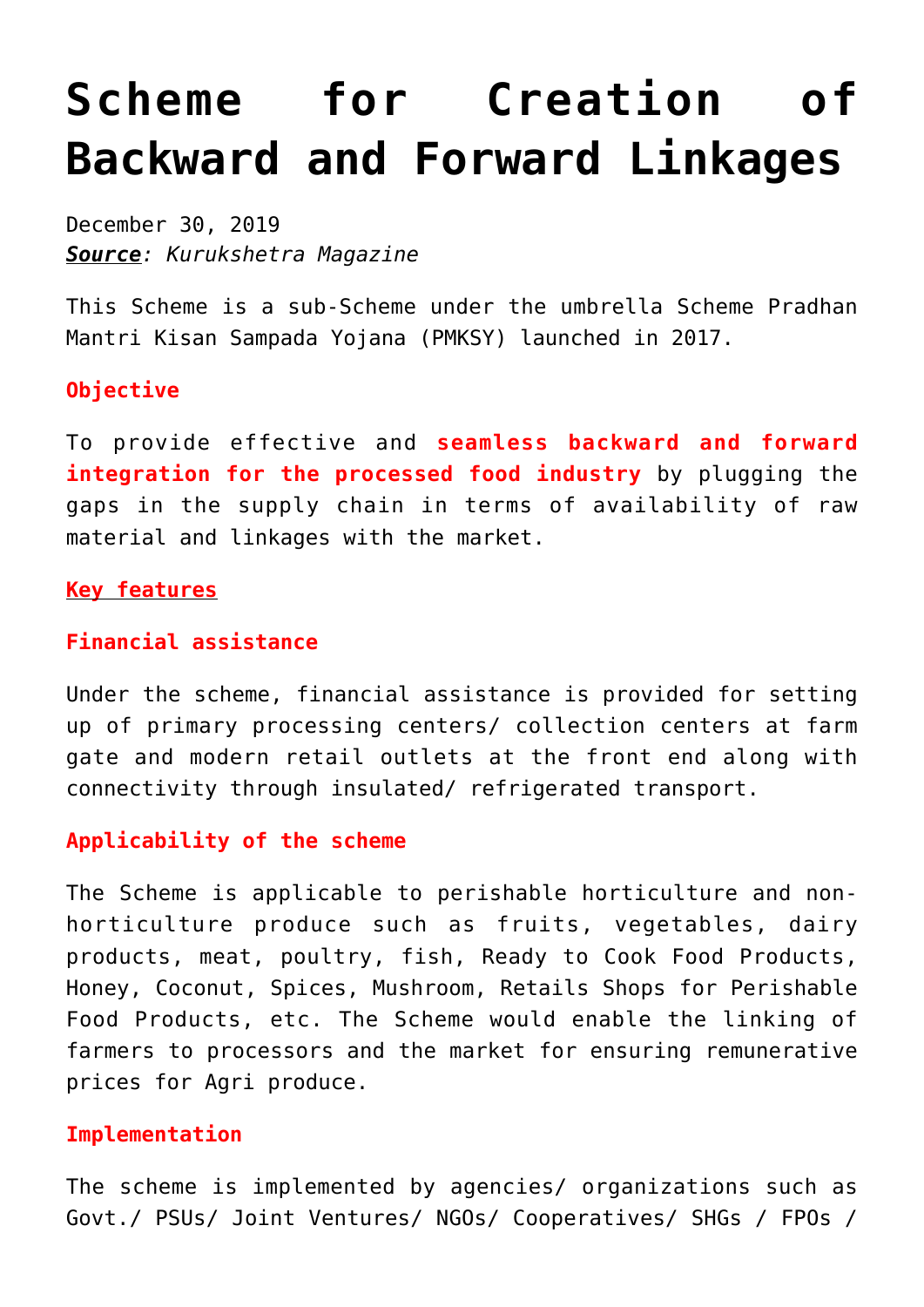# Scheme for Creation of Backward and Forward Linkages

December 30, 2019
***Source**: Kurukshetra Magazine*

This Scheme is a sub-Scheme under the umbrella Scheme Pradhan Mantri Kisan Sampada Yojana (PMKSY) launched in 2017.

### Objective

To provide effective and **seamless backward and forward integration for the processed food industry** by plugging the gaps in the supply chain in terms of availability of raw material and linkages with the market.

### Key features

### Financial assistance

Under the scheme, financial assistance is provided for setting up of primary processing centers/ collection centers at farm gate and modern retail outlets at the front end along with connectivity through insulated/ refrigerated transport.

### Applicability of the scheme

The Scheme is applicable to perishable horticulture and non-horticulture produce such as fruits, vegetables, dairy products, meat, poultry, fish, Ready to Cook Food Products, Honey, Coconut, Spices, Mushroom, Retails Shops for Perishable Food Products, etc. The Scheme would enable the linking of farmers to processors and the market for ensuring remunerative prices for Agri produce.

### Implementation

The scheme is implemented by agencies/ organizations such as Govt./ PSUs/ Joint Ventures/ NGOs/ Cooperatives/ SHGs / FPOs /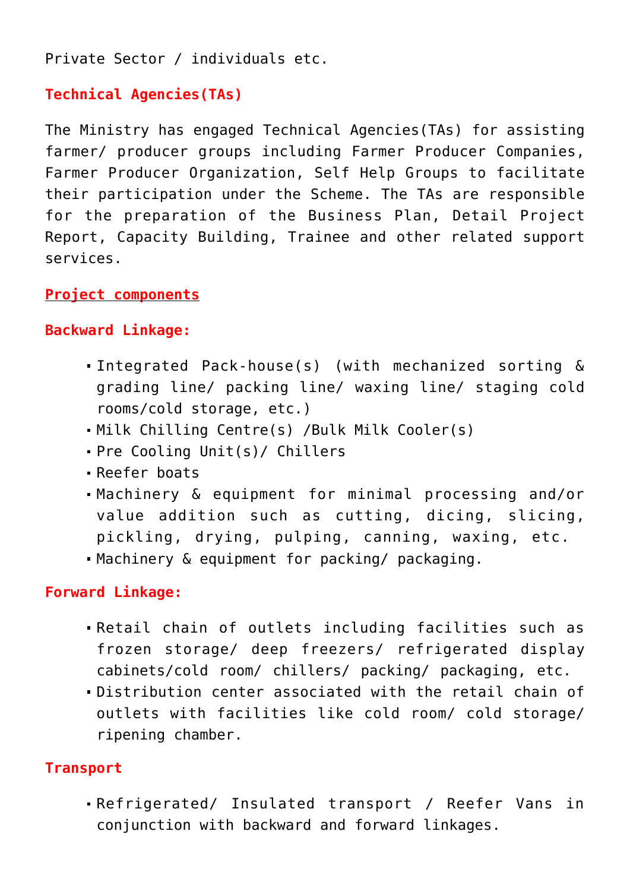Private Sector / individuals etc.

### Technical Agencies(TAs)

The Ministry has engaged Technical Agencies(TAs) for assisting farmer/ producer groups including Farmer Producer Companies, Farmer Producer Organization, Self Help Groups to facilitate their participation under the Scheme. The TAs are responsible for the preparation of the Business Plan, Detail Project Report, Capacity Building, Trainee and other related support services.

### Project components

### Backward Linkage:

- Integrated Pack-house(s) (with mechanized sorting & grading line/ packing line/ waxing line/ staging cold rooms/cold storage, etc.)
- Milk Chilling Centre(s) /Bulk Milk Cooler(s)
- Pre Cooling Unit(s)/ Chillers
- Reefer boats
- Machinery & equipment for minimal processing and/or value addition such as cutting, dicing, slicing, pickling, drying, pulping, canning, waxing, etc.
- Machinery & equipment for packing/ packaging.

### Forward Linkage:

- Retail chain of outlets including facilities such as frozen storage/ deep freezers/ refrigerated display cabinets/cold room/ chillers/ packing/ packaging, etc.
- Distribution center associated with the retail chain of outlets with facilities like cold room/ cold storage/ ripening chamber.

### Transport

- Refrigerated/ Insulated transport / Reefer Vans in conjunction with backward and forward linkages.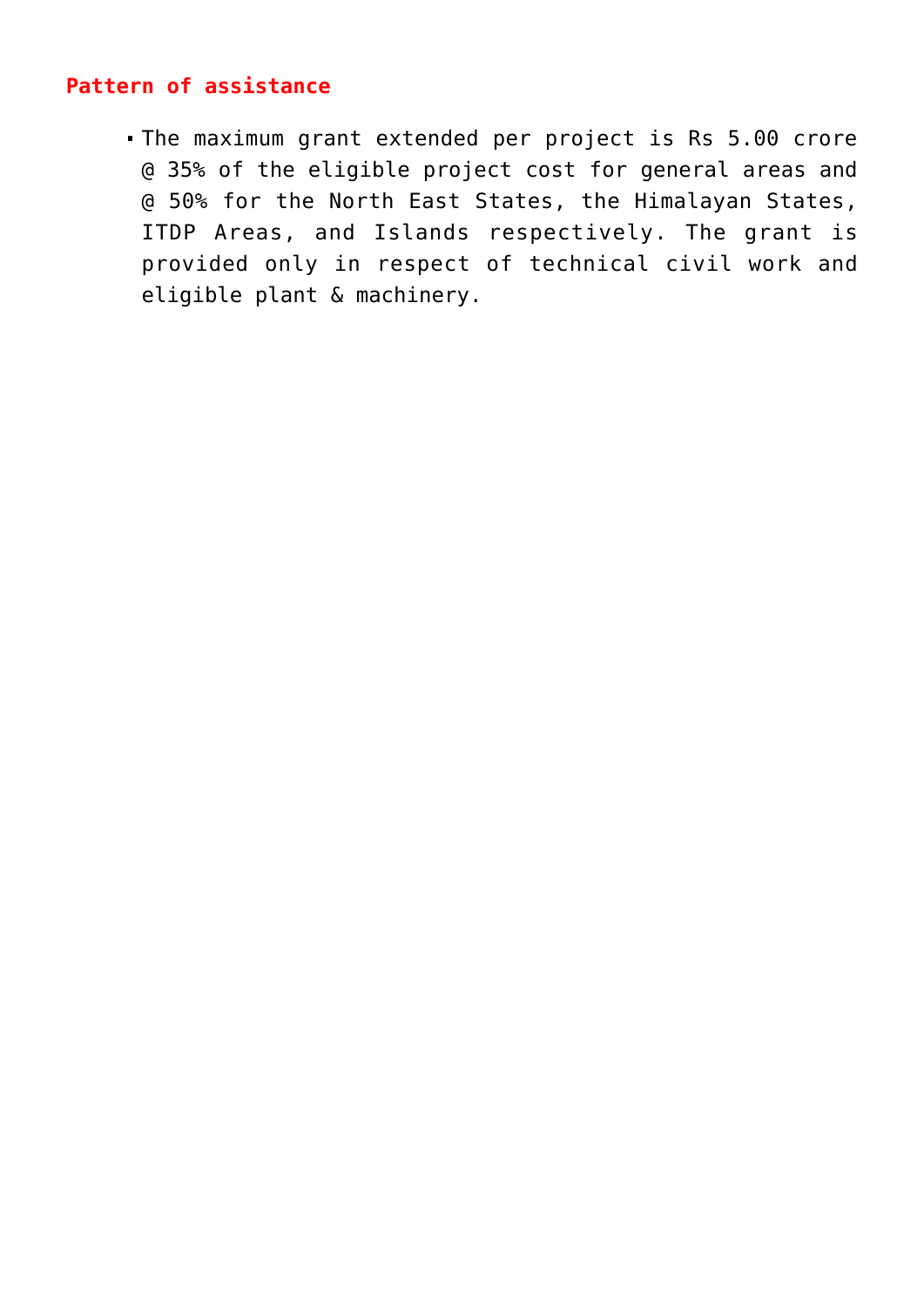**Pattern of assistance**

- The maximum grant extended per project is Rs 5.00 crore @ 35% of the eligible project cost for general areas and @ 50% for the North East States, the Himalayan States, ITDP Areas, and Islands respectively. The grant is provided only in respect of technical civil work and eligible plant & machinery.